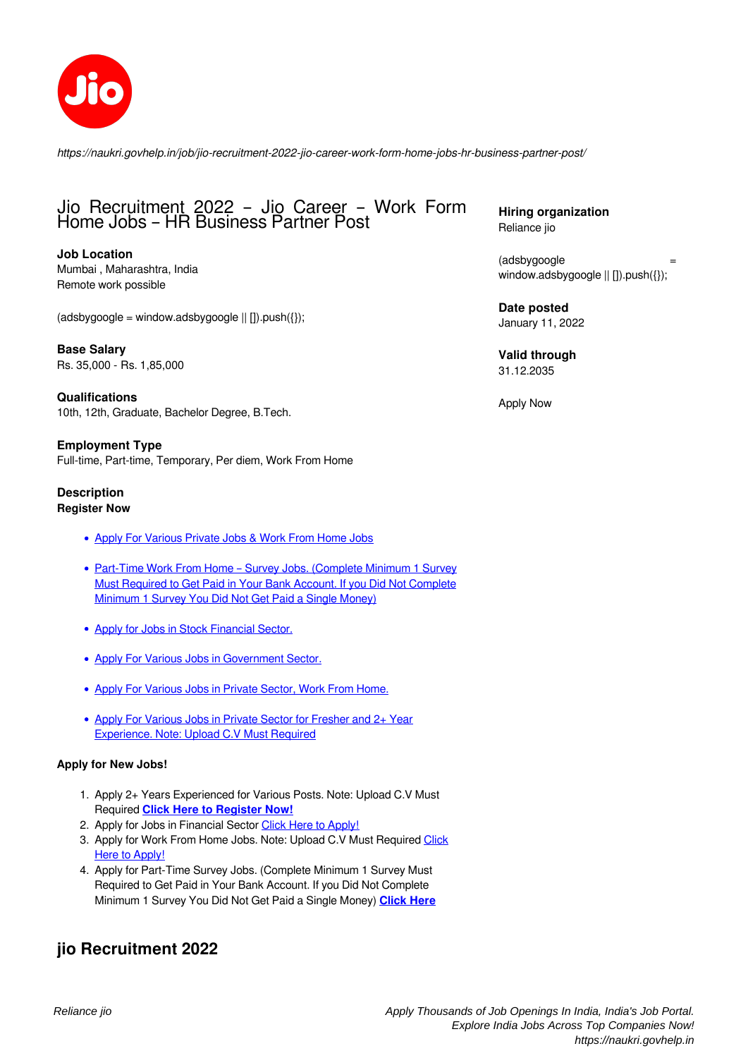*https://naukri.govhelp.in/job/jio-recruitment-2022-jio-career-work-form-home-jobs-hr-business-partner-post/*

# Jio Recruitment 2022 – Jio Career – Work Form Home Jobs – HR Business Partner Post

**Job Location**
Mumbai , Maharashtra, India
Remote work possible

(adsbygoogle = window.adsbygoogle || []).push({});

**Base Salary**
Rs. 35,000 - Rs. 1,85,000

**Qualifications**
10th, 12th, Graduate, Bachelor Degree, B.Tech.

**Employment Type**
Full-time, Part-time, Temporary, Per diem, Work From Home

**Description**
**Register Now**

- Apply For Various Private Jobs & Work From Home Jobs
- Part-Time Work From Home – Survey Jobs. (Complete Minimum 1 Survey Must Required to Get Paid in Your Bank Account. If you Did Not Complete Minimum 1 Survey You Did Not Get Paid a Single Money)
- Apply for Jobs in Stock Financial Sector.
- Apply For Various Jobs in Government Sector.
- Apply For Various Jobs in Private Sector, Work From Home.
- Apply For Various Jobs in Private Sector for Fresher and 2+ Year Experience. Note: Upload C.V Must Required

**Apply for New Jobs!**

1. Apply 2+ Years Experienced for Various Posts. Note: Upload C.V Must Required **Click Here to Register Now!**
2. Apply for Jobs in Financial Sector Click Here to Apply!
3. Apply for Work From Home Jobs. Note: Upload C.V Must Required Click Here to Apply!
4. Apply for Part-Time Survey Jobs. (Complete Minimum 1 Survey Must Required to Get Paid in Your Bank Account. If you Did Not Complete Minimum 1 Survey You Did Not Get Paid a Single Money) **Click Here**

## jio Recruitment 2022

**Hiring organization**
Reliance jio

(adsbygoogle = window.adsbygoogle || []).push({});

**Date posted**
January 11, 2022

**Valid through**
31.12.2035

Apply Now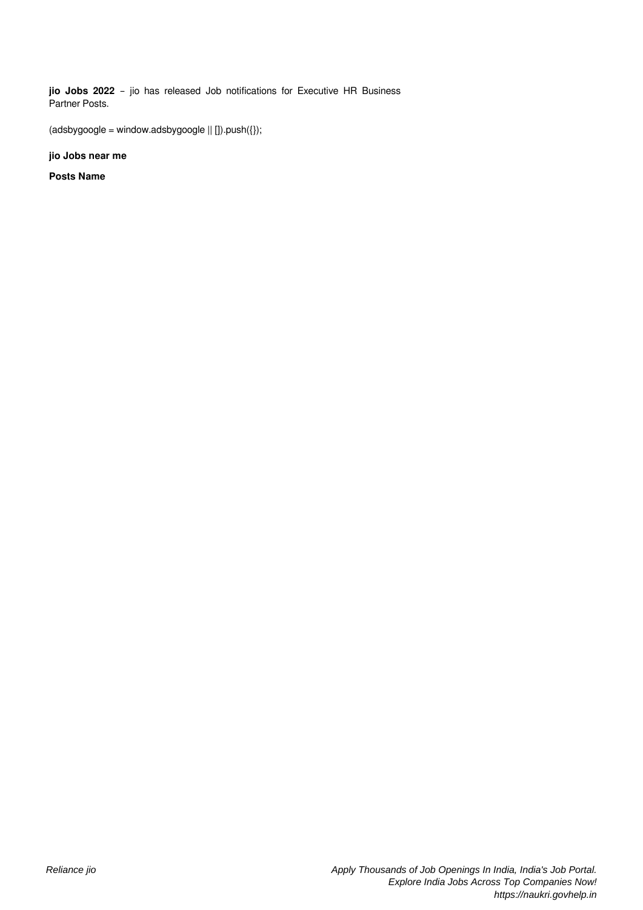**jio Jobs 2022** – jio has released Job notifications for Executive HR Business Partner Posts.

(adsbygoogle = window.adsbygoogle || []).push({});

**jio Jobs near me**

**Posts Name**